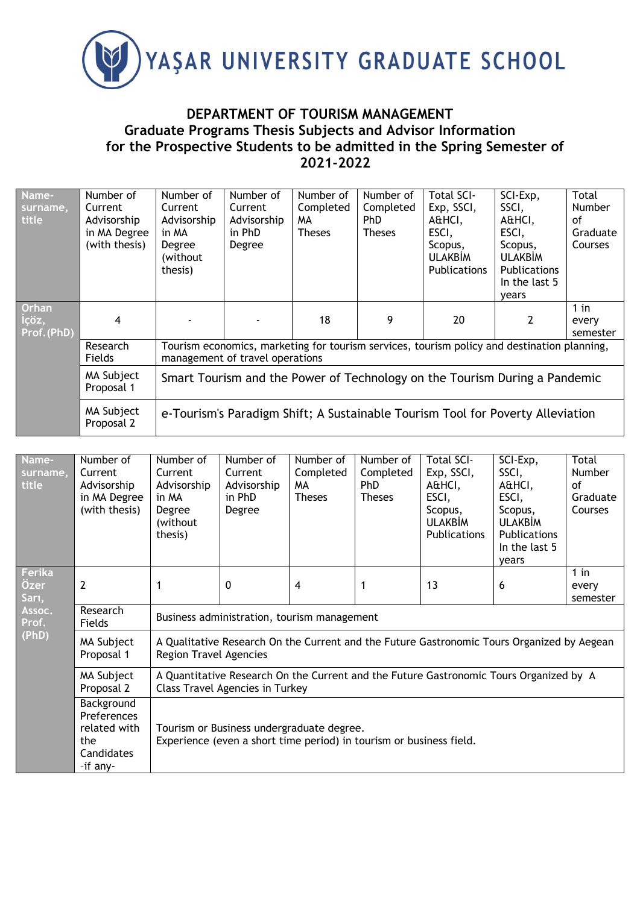# YAŞAR UNIVERSITY GRADUATE SCHOOL

## DEPARTMENT OF TOURISM MANAGEMENT
## Graduate Programs Thesis Subjects and Advisor Information for the Prospective Students to be admitted in the Spring Semester of 2021-2022

| Name-surname, title | Number of Current Advisorship in MA Degree (with thesis) | Number of Current Advisorship in MA Degree (without thesis) | Number of Current Advisorship in PhD Degree | Number of Completed MA Theses | Number of Completed PhD Theses | Total SCI-Exp, SSCI, A&HCI, ESCI, Scopus, ULAKBİM Publications | SCI-Exp, SSCI, A&HCI, ESCI, Scopus, ULAKBİM Publications In the last 5 years | Total Number of Graduate Courses |
|---|---|---|---|---|---|---|---|---|
| Orhan İçöz, Prof.(PhD) | 4 | - | - | 18 | 9 | 20 | 2 | 1 in every semester |
| | Research Fields | Tourism economics, marketing for tourism services, tourism policy and destination planning, management of travel operations | | | | | | |
| | MA Subject Proposal 1 | Smart Tourism and the Power of Technology on the Tourism During a Pandemic | | | | | | |
| | MA Subject Proposal 2 | e-Tourism's Paradigm Shift; A Sustainable Tourism Tool for Poverty Alleviation | | | | | | |

| Name-surname, title | Number of Current Advisorship in MA Degree (with thesis) | Number of Current Advisorship in MA Degree (without thesis) | Number of Current Advisorship in PhD Degree | Number of Completed MA Theses | Number of Completed PhD Theses | Total SCI-Exp, SSCI, A&HCI, ESCI, Scopus, ULAKBİM Publications | SCI-Exp, SSCI, A&HCI, ESCI, Scopus, ULAKBİM Publications In the last 5 years | Total Number of Graduate Courses |
|---|---|---|---|---|---|---|---|---|
| Ferika Özer Sarı, Assoc. Prof. (PhD) | 2 | 1 | 0 | 4 | 1 | 13 | 6 | 1 in every semester |
| | Research Fields | Business administration, tourism management | | | | | | |
| | MA Subject Proposal 1 | A Qualitative Research On the Current and the Future Gastronomic Tours Organized by Aegean Region Travel Agencies | | | | | | |
| | MA Subject Proposal 2 | A Quantitative Research On the Current and the Future Gastronomic Tours Organized by A Class Travel Agencies in Turkey | | | | | | |
| | Background Preferences related with the Candidates -if any- | Tourism or Business undergraduate degree. Experience (even a short time period) in tourism or business field. | | | | | | |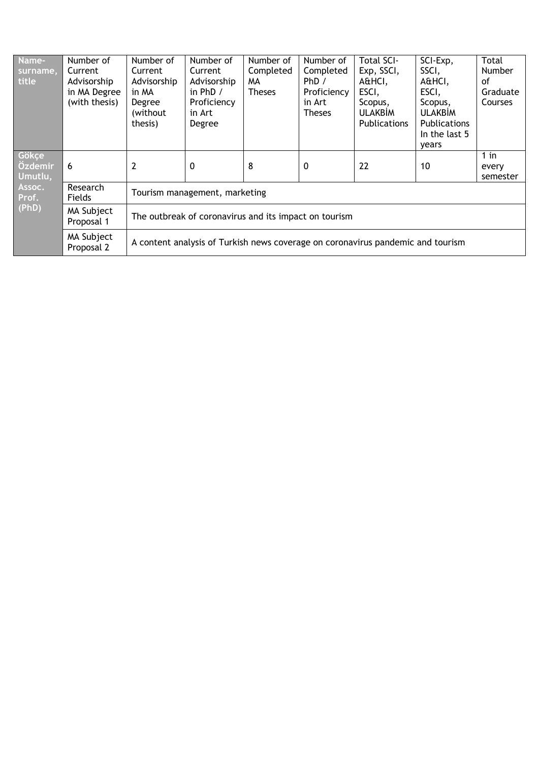| Name-surname, title | Number of Current Advisorship in MA Degree (with thesis) | Number of Current Advisorship in MA Degree (without thesis) | Number of Current Advisorship in PhD / Proficiency in Art Degree | Number of Completed MA Theses | Number of Completed PhD / Proficiency in Art Theses | Total SCI-Exp, SSCI, A&HCI, ESCI, Scopus, ULAKBİM Publications | SCI-Exp, SSCI, A&HCI, ESCI, Scopus, ULAKBİM Publications In the last 5 years | Total Number of Graduate Courses |
|---|---|---|---|---|---|---|---|---|
| Gökçe Özdemir Umutlu, Assoc. Prof. (PhD) | 6 | 2 | 0 | 8 | 0 | 22 | 10 | 1 in every semester |
| | Research Fields | Tourism management, marketing | | | | | | |
| | MA Subject Proposal 1 | The outbreak of coronavirus and its impact on tourism | | | | | | |
| | MA Subject Proposal 2 | A content analysis of Turkish news coverage on coronavirus pandemic and tourism | | | | | | |